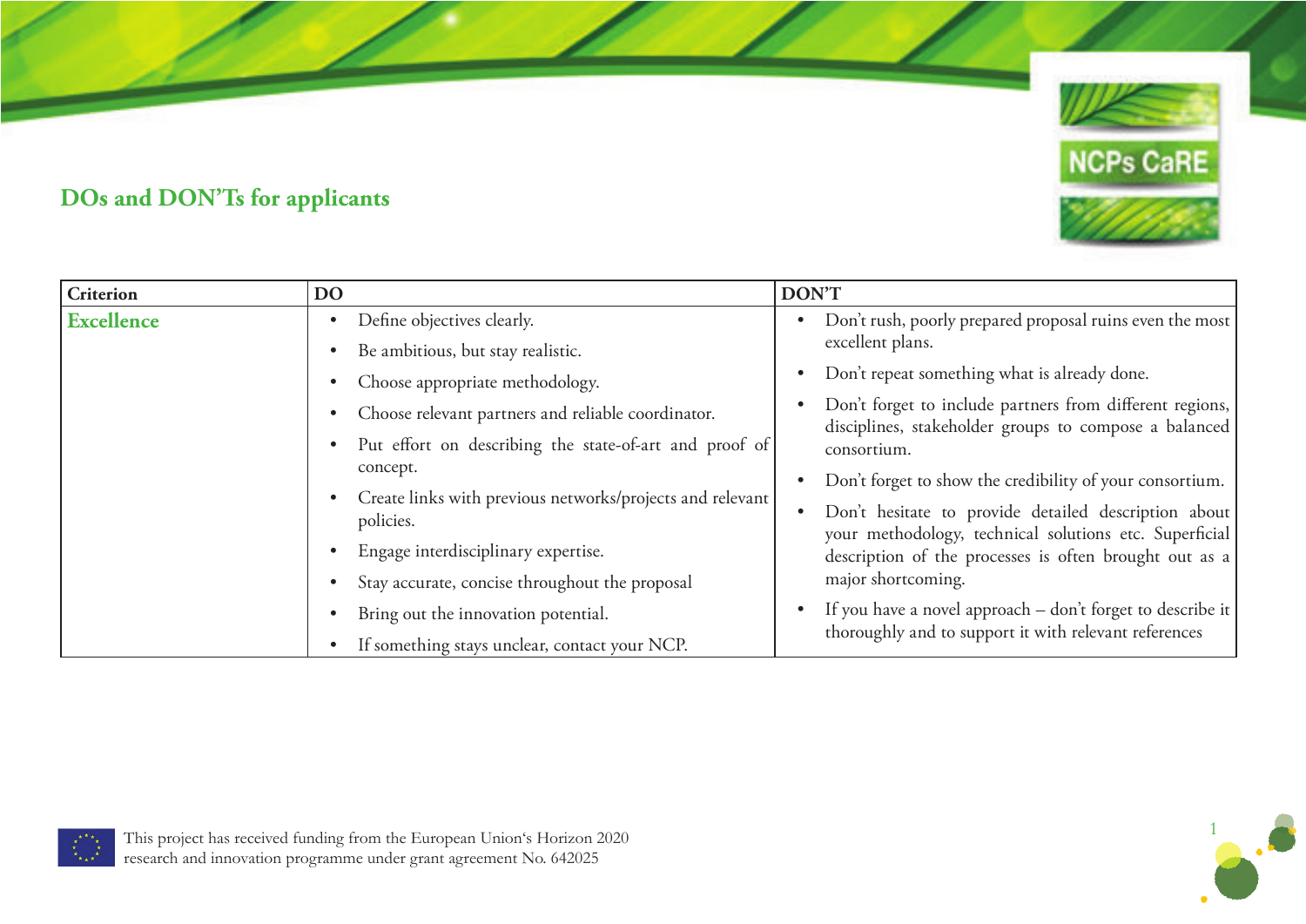## DOs and DON'Ts for applicants

| Criterion | DO | DON'T |
|---|---|---|
| **Excellence** | • Define objectives clearly.<br>• Be ambitious, but stay realistic.<br>• Choose appropriate methodology.<br>• Choose relevant partners and reliable coordinator.<br>• Put effort on describing the state-of-art and proof of concept.<br>• Create links with previous networks/projects and relevant policies.<br>• Engage interdisciplinary expertise.<br>• Stay accurate, concise throughout the proposal<br>• Bring out the innovation potential.<br>• If something stays unclear, contact your NCP. | • Don't rush, poorly prepared proposal ruins even the most excellent plans.<br>• Don't repeat something what is already done.<br>• Don't forget to include partners from different regions, disciplines, stakeholder groups to compose a balanced consortium.<br>• Don't forget to show the credibility of your consortium.<br>• Don't hesitate to provide detailed description about your methodology, technical solutions etc. Superficial description of the processes is often brought out as a major shortcoming.<br>• If you have a novel approach – don't forget to describe it thoroughly and to support it with relevant references |

This project has received funding from the European Union's Horizon 2020 research and innovation programme under grant agreement No. 642025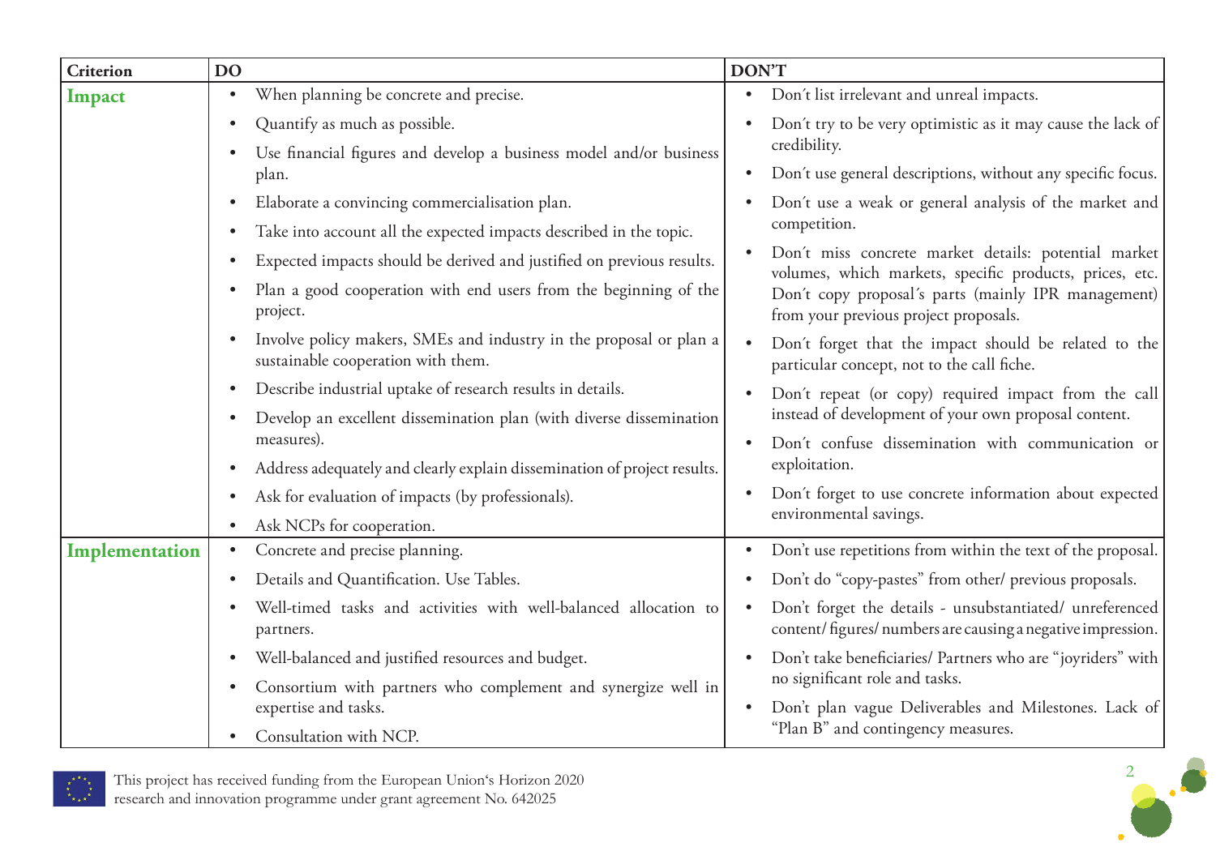| Criterion | DO | DON'T |
|---|---|---|
| **Impact** | • When planning be concrete and precise.<br>• Quantify as much as possible.<br>• Use financial figures and develop a business model and/or business plan.<br>• Elaborate a convincing commercialisation plan.<br>• Take into account all the expected impacts described in the topic.<br>• Expected impacts should be derived and justified on previous results.<br>• Plan a good cooperation with end users from the beginning of the project.<br>• Involve policy makers, SMEs and industry in the proposal or plan a sustainable cooperation with them.<br>• Describe industrial uptake of research results in details.<br>• Develop an excellent dissemination plan (with diverse dissemination measures).<br>• Address adequately and clearly explain dissemination of project results.<br>• Ask for evaluation of impacts (by professionals).<br>• Ask NCPs for cooperation. | • Don´t list irrelevant and unreal impacts.<br>• Don´t try to be very optimistic as it may cause the lack of credibility.<br>• Don´t use general descriptions, without any specific focus.<br>• Don´t use a weak or general analysis of the market and competition.<br>• Don´t miss concrete market details: potential market volumes, which markets, specific products, prices, etc. Don´t copy proposal´s parts (mainly IPR management) from your previous project proposals.<br>• Don´t forget that the impact should be related to the particular concept, not to the call fiche.<br>• Don´t repeat (or copy) required impact from the call instead of development of your own proposal content.<br>• Don´t confuse dissemination with communication or exploitation.<br>• Don´t forget to use concrete information about expected environmental savings. |
| **Implementation** | • Concrete and precise planning.<br>• Details and Quantification. Use Tables.<br>• Well-timed tasks and activities with well-balanced allocation to partners.<br>• Well-balanced and justified resources and budget.<br>• Consortium with partners who complement and synergize well in expertise and tasks.<br>• Consultation with NCP. | • Don't use repetitions from within the text of the proposal.<br>• Don't do "copy-pastes" from other/ previous proposals.<br>• Don't forget the details - unsubstantiated/ unreferenced content/ figures/ numbers are causing a negative impression.<br>• Don't take beneficiaries/ Partners who are "joyriders" with no significant role and tasks.<br>• Don't plan vague Deliverables and Milestones. Lack of "Plan B" and contingency measures. |

This project has received funding from the European Union's Horizon 2020 research and innovation programme under grant agreement No. 642025